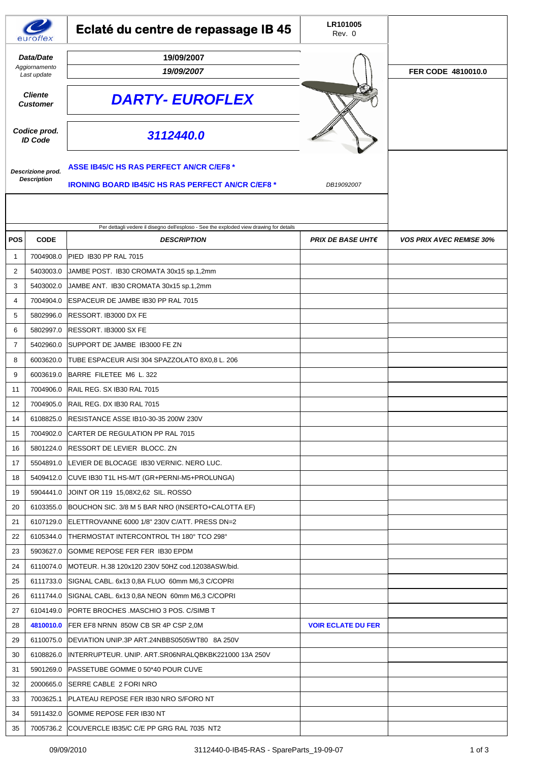euroflex

# Eclaté du centre de repassage IB 45

LR101005
Rev. 0

| | |
|---|---|
| **Data/Date** | **19/09/2007** |
| *Aggiornamento / Last update* | ***19/09/2007*** |
| ***Cliente / Customer*** | ***DARTY- EUROFLEX*** |
| ***Codice prod. / ID Code*** | ***3112440.0*** |
| ***Descrizione prod. / Description*** | **ASSE IB45/C HS RAS PERFECT AN/CR C/EF8 \*** |
| | **IRONING BOARD IB45/C HS RAS PERFECT AN/CR C/EF8 \*** |

**FER CODE 4810010.0**

*DB19092007*

Per dettagli vedere il disegno dell'esploso - See the exploded view drawing for details

| POS | CODE | *DESCRIPTION* | *PRIX DE BASE UHT€* | *VOS PRIX AVEC REMISE 30%* |
|---|---|---|---|---|
| 1 | 7004908.0 | PIED IB30 PP RAL 7015 | | |
| 2 | 5403003.0 | JAMBE POST. IB30 CROMATA 30x15 sp.1,2mm | | |
| 3 | 5403002.0 | JAMBE ANT. IB30 CROMATA 30x15 sp.1,2mm | | |
| 4 | 7004904.0 | ESPACEUR DE JAMBE IB30 PP RAL 7015 | | |
| 5 | 5802996.0 | RESSORT. IB3000 DX FE | | |
| 6 | 5802997.0 | RESSORT. IB3000 SX FE | | |
| 7 | 5402960.0 | SUPPORT DE JAMBE IB3000 FE ZN | | |
| 8 | 6003620.0 | TUBE ESPACEUR AISI 304 SPAZZOLATO 8X0,8 L. 206 | | |
| 9 | 6003619.0 | BARRE FILETEE M6 L. 322 | | |
| 11 | 7004906.0 | RAIL REG. SX IB30 RAL 7015 | | |
| 12 | 7004905.0 | RAIL REG. DX IB30 RAL 7015 | | |
| 14 | 6108825.0 | RESISTANCE ASSE IB10-30-35 200W 230V | | |
| 15 | 7004902.0 | CARTER DE REGULATION PP RAL 7015 | | |
| 16 | 5801224.0 | RESSORT DE LEVIER BLOCC. ZN | | |
| 17 | 5504891.0 | LEVIER DE BLOCAGE IB30 VERNIC. NERO LUC. | | |
| 18 | 5409412.0 | CUVE IB30 T1L HS-M/T (GR+PERNI-M5+PROLUNGA) | | |
| 19 | 5904441.0 | JOINT OR 119 15,08X2,62 SIL. ROSSO | | |
| 20 | 6103355.0 | BOUCHON SIC. 3/8 M 5 BAR NRO (INSERTO+CALOTTA EF) | | |
| 21 | 6107129.0 | ELETTROVANNE 6000 1/8" 230V C/ATT. PRESS DN=2 | | |
| 22 | 6105344.0 | THERMOSTAT INTERCONTROL TH 180° TCO 298° | | |
| 23 | 5903627.0 | GOMME REPOSE FER FER IB30 EPDM | | |
| 24 | 6110074.0 | MOTEUR. H.38 120x120 230V 50HZ cod.12038ASW/bid. | | |
| 25 | 6111733.0 | SIGNAL CABL. 6x13 0,8A FLUO 60mm M6,3 C/COPRI | | |
| 26 | 6111744.0 | SIGNAL CABL. 6x13 0,8A NEON 60mm M6,3 C/COPRI | | |
| 27 | 6104149.0 | PORTE BROCHES .MASCHIO 3 POS. C/SIMB T | | |
| 28 | **4810010.0** | FER EF8 NRNN 850W CB SR 4P CSP 2,0M | **VOIR ECLATE DU FER** | |
| 29 | 6110075.0 | DEVIATION UNIP.3P ART.24NBBS0505WT80 8A 250V | | |
| 30 | 6108826.0 | INTERRUPTEUR. UNIP. ART.SR06NRALQBKBK221000 13A 250V | | |
| 31 | 5901269.0 | PASSETUBE GOMME 0 50*40 POUR CUVE | | |
| 32 | 2000665.0 | SERRE CABLE 2 FORI NRO | | |
| 33 | 7003625.1 | PLATEAU REPOSE FER IB30 NRO S/FORO NT | | |
| 34 | 5911432.0 | GOMME REPOSE FER IB30 NT | | |
| 35 | 7005736.2 | COUVERCLE IB35/C C/E PP GRG RAL 7035 NT2 | | |

09/09/2010 3112440-0-IB45-RAS - SpareParts_19-09-07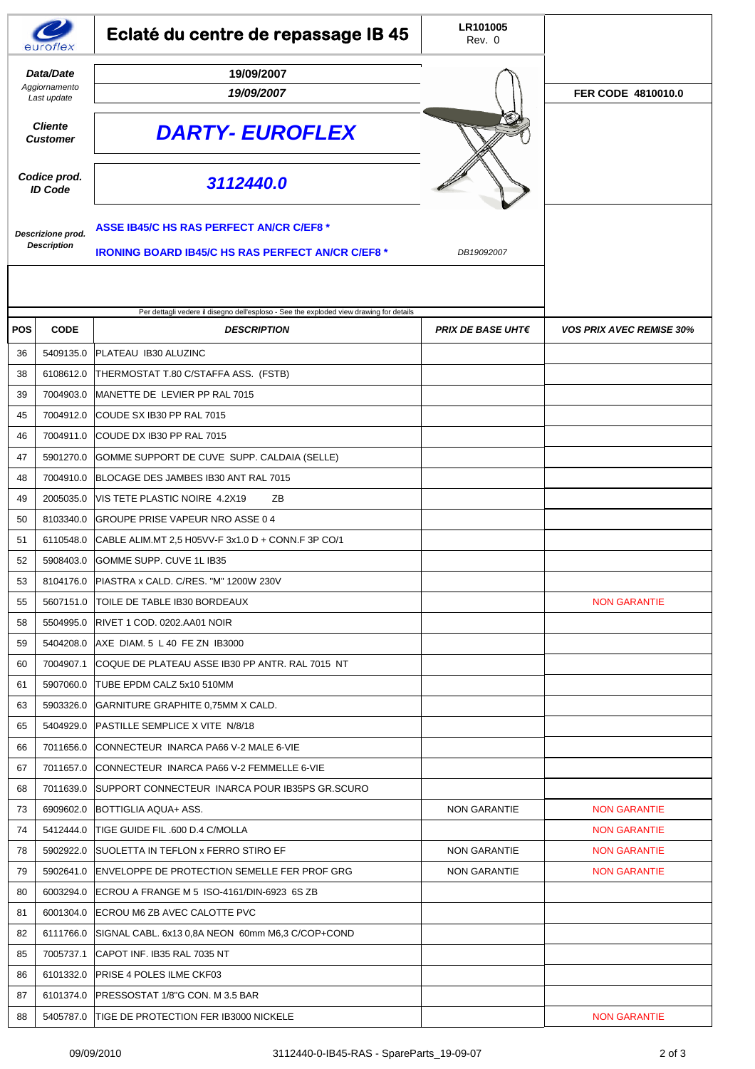# Eclaté du centre de repassage IB 45

**LR101005**
Rev. 0

| | |
|---|---|
| ***Data/Date*** | **19/09/2007** |
| *Aggiornamento Last update* | ***19/09/2007*** |
| ***Cliente Customer*** | ***DARTY- EUROFLEX*** |
| ***Codice prod. ID Code*** | ***3112440.0*** |

**FER CODE 4810010.0**

***Descrizione prod. Description***

**ASSE IB45/C HS RAS PERFECT AN/CR C/EF8 \***

**IRONING BOARD IB45/C HS RAS PERFECT AN/CR C/EF8 \***

*DB19092007*

Per dettagli vedere il disegno dell'esploso - See the exploded view drawing for details

| POS | CODE | DESCRIPTION | PRIX DE BASE UHT€ | VOS PRIX AVEC REMISE 30% |
|---|---|---|---|---|
| 36 | 5409135.0 | PLATEAU IB30 ALUZINC | | |
| 38 | 6108612.0 | THERMOSTAT T.80 C/STAFFA ASS. (FSTB) | | |
| 39 | 7004903.0 | MANETTE DE LEVIER PP RAL 7015 | | |
| 45 | 7004912.0 | COUDE SX IB30 PP RAL 7015 | | |
| 46 | 7004911.0 | COUDE DX IB30 PP RAL 7015 | | |
| 47 | 5901270.0 | GOMME SUPPORT DE CUVE SUPP. CALDAIA (SELLE) | | |
| 48 | 7004910.0 | BLOCAGE DES JAMBES IB30 ANT RAL 7015 | | |
| 49 | 2005035.0 | VIS TETE PLASTIC NOIRE 4.2X19 ZB | | |
| 50 | 8103340.0 | GROUPE PRISE VAPEUR NRO ASSE 0 4 | | |
| 51 | 6110548.0 | CABLE ALIM.MT 2,5 H05VV-F 3x1.0 D + CONN.F 3P CO/1 | | |
| 52 | 5908403.0 | GOMME SUPP. CUVE 1L IB35 | | |
| 53 | 8104176.0 | PIASTRA x CALD. C/RES. "M" 1200W 230V | | |
| 55 | 5607151.0 | TOILE DE TABLE IB30 BORDEAUX | | NON GARANTIE |
| 58 | 5504995.0 | RIVET 1 COD. 0202.AA01 NOIR | | |
| 59 | 5404208.0 | AXE DIAM. 5 L 40 FE ZN IB3000 | | |
| 60 | 7004907.1 | COQUE DE PLATEAU ASSE IB30 PP ANTR. RAL 7015 NT | | |
| 61 | 5907060.0 | TUBE EPDM CALZ 5x10 510MM | | |
| 63 | 5903326.0 | GARNITURE GRAPHITE 0,75MM X CALD. | | |
| 65 | 5404929.0 | PASTILLE SEMPLICE X VITE N/8/18 | | |
| 66 | 7011656.0 | CONNECTEUR INARCA PA66 V-2 MALE 6-VIE | | |
| 67 | 7011657.0 | CONNECTEUR INARCA PA66 V-2 FEMMELLE 6-VIE | | |
| 68 | 7011639.0 | SUPPORT CONNECTEUR INARCA POUR IB35PS GR.SCURO | | |
| 73 | 6909602.0 | BOTTIGLIA AQUA+ ASS. | NON GARANTIE | NON GARANTIE |
| 74 | 5412444.0 | TIGE GUIDE FIL .600 D.4 C/MOLLA | | NON GARANTIE |
| 78 | 5902922.0 | SUOLETTA IN TEFLON x FERRO STIRO EF | NON GARANTIE | NON GARANTIE |
| 79 | 5902641.0 | ENVELOPPE DE PROTECTION SEMELLE FER PROF GRG | NON GARANTIE | NON GARANTIE |
| 80 | 6003294.0 | ECROU A FRANGE M 5 ISO-4161/DIN-6923 6S ZB | | |
| 81 | 6001304.0 | ECROU M6 ZB AVEC CALOTTE PVC | | |
| 82 | 6111766.0 | SIGNAL CABL. 6x13 0,8A NEON 60mm M6,3 C/COP+COND | | |
| 85 | 7005737.1 | CAPOT INF. IB35 RAL 7035 NT | | |
| 86 | 6101332.0 | PRISE 4 POLES ILME CKF03 | | |
| 87 | 6101374.0 | PRESSOSTAT 1/8"G CON. M 3.5 BAR | | |
| 88 | 5405787.0 | TIGE DE PROTECTION FER IB3000 NICKELE | | NON GARANTIE |

09/09/2010 3112440-0-IB45-RAS - SpareParts_19-09-07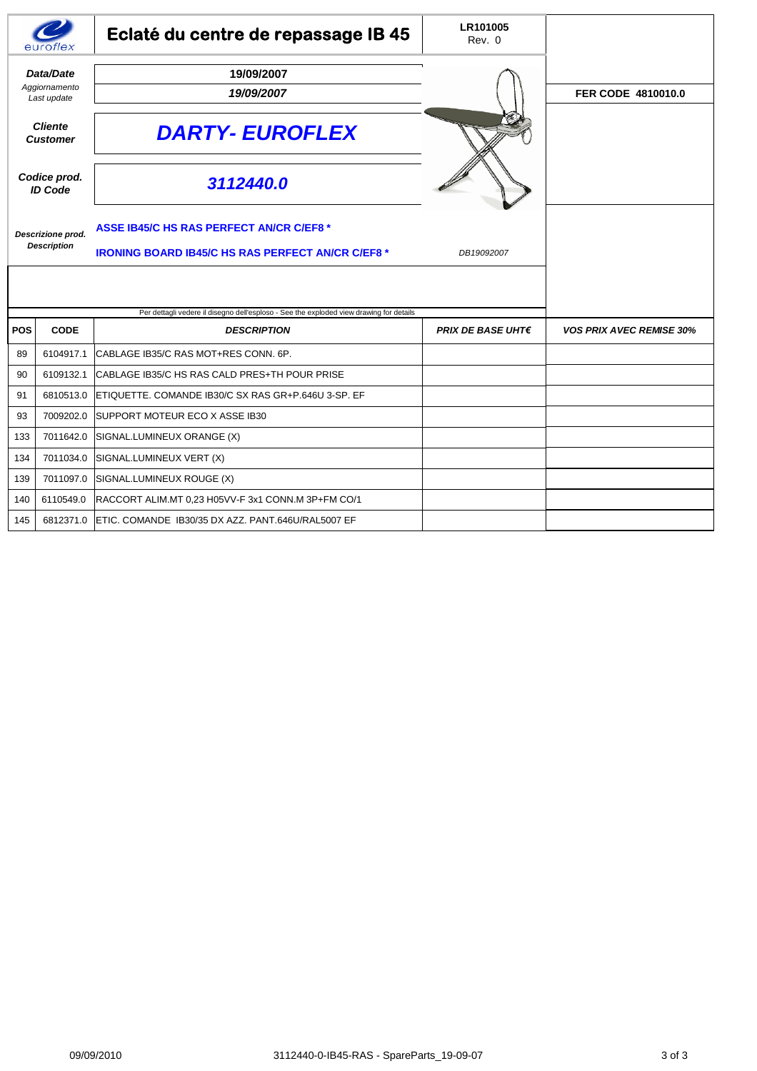euroflex

# Eclaté du centre de repassage IB 45

**LR101005**
Rev. 0

| | |
|---|---|
| **Data/Date** | **19/09/2007** |
| *Aggiornamento* *Last update* | ***19/09/2007*** |
| ***Cliente*** ***Customer*** | ***DARTY- EUROFLEX*** |
| ***Codice prod.*** ***ID Code*** | ***3112440.0*** |
| ***Descrizione prod.*** ***Description*** | **ASSE IB45/C HS RAS PERFECT AN/CR C/EF8 *** **IRONING BOARD IB45/C HS RAS PERFECT AN/CR C/EF8 *** |

**FER CODE 4810010.0**

*DB19092007*

Per dettagli vedere il disegno dell'esploso - See the exploded view drawing for details

| POS | CODE | DESCRIPTION | PRIX DE BASE UHT€ | VOS PRIX AVEC REMISE 30% |
|---|---|---|---|---|
| 89 | 6104917.1 | CABLAGE IB35/C RAS MOT+RES CONN. 6P. | | |
| 90 | 6109132.1 | CABLAGE IB35/C HS RAS CALD PRES+TH POUR PRISE | | |
| 91 | 6810513.0 | ETIQUETTE. COMANDE IB30/C SX RAS GR+P.646U 3-SP. EF | | |
| 93 | 7009202.0 | SUPPORT MOTEUR ECO X ASSE IB30 | | |
| 133 | 7011642.0 | SIGNAL.LUMINEUX ORANGE (X) | | |
| 134 | 7011034.0 | SIGNAL.LUMINEUX VERT (X) | | |
| 139 | 7011097.0 | SIGNAL.LUMINEUX ROUGE (X) | | |
| 140 | 6110549.0 | RACCORT ALIM.MT 0,23 H05VV-F 3x1 CONN.M 3P+FM CO/1 | | |
| 145 | 6812371.0 | ETIC. COMANDE IB30/35 DX AZZ. PANT.646U/RAL5007 EF | | |

09/09/2010 3112440-0-IB45-RAS - SpareParts_19-09-07